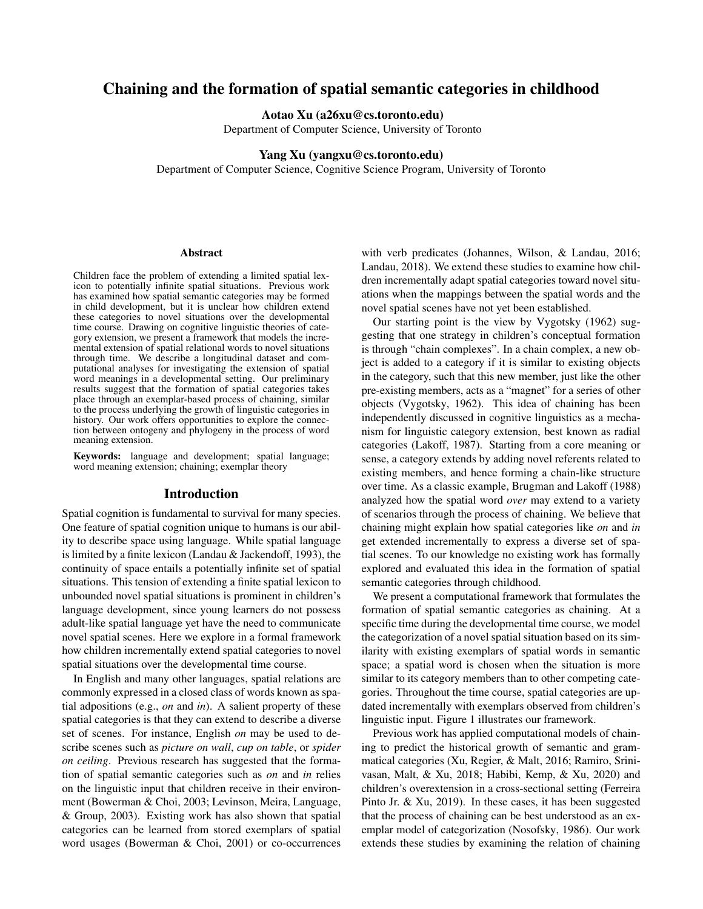# Chaining and the formation of spatial semantic categories in childhood

**Aotao Xu (a26xu@cs.toronto.edu)**
Department of Computer Science, University of Toronto

**Yang Xu (yangxu@cs.toronto.edu)**
Department of Computer Science, Cognitive Science Program, University of Toronto

## Abstract

Children face the problem of extending a limited spatial lexicon to potentially infinite spatial situations. Previous work has examined how spatial semantic categories may be formed in child development, but it is unclear how children extend these categories to novel situations over the developmental time course. Drawing on cognitive linguistic theories of category extension, we present a framework that models the incremental extension of spatial relational words to novel situations through time. We describe a longitudinal dataset and computational analyses for investigating the extension of spatial word meanings in a developmental setting. Our preliminary results suggest that the formation of spatial categories takes place through an exemplar-based process of chaining, similar to the process underlying the growth of linguistic categories in history. Our work offers opportunities to explore the connection between ontogeny and phylogeny in the process of word meaning extension.

**Keywords:** language and development; spatial language; word meaning extension; chaining; exemplar theory

## Introduction

Spatial cognition is fundamental to survival for many species. One feature of spatial cognition unique to humans is our ability to describe space using language. While spatial language is limited by a finite lexicon (Landau & Jackendoff, 1993), the continuity of space entails a potentially infinite set of spatial situations. This tension of extending a finite spatial lexicon to unbounded novel spatial situations is prominent in children's language development, since young learners do not possess adult-like spatial language yet have the need to communicate novel spatial scenes. Here we explore in a formal framework how children incrementally extend spatial categories to novel spatial situations over the developmental time course.

In English and many other languages, spatial relations are commonly expressed in a closed class of words known as spatial adpositions (e.g., *on* and *in*). A salient property of these spatial categories is that they can extend to describe a diverse set of scenes. For instance, English *on* may be used to describe scenes such as *picture on wall*, *cup on table*, or *spider on ceiling*. Previous research has suggested that the formation of spatial semantic categories such as *on* and *in* relies on the linguistic input that children receive in their environment (Bowerman & Choi, 2003; Levinson, Meira, Language, & Group, 2003). Existing work has also shown that spatial categories can be learned from stored exemplars of spatial word usages (Bowerman & Choi, 2001) or co-occurrences with verb predicates (Johannes, Wilson, & Landau, 2016; Landau, 2018). We extend these studies to examine how children incrementally adapt spatial categories toward novel situations when the mappings between the spatial words and the novel spatial scenes have not yet been established.

Our starting point is the view by Vygotsky (1962) suggesting that one strategy in children's conceptual formation is through "chain complexes". In a chain complex, a new object is added to a category if it is similar to existing objects in the category, such that this new member, just like the other pre-existing members, acts as a "magnet" for a series of other objects (Vygotsky, 1962). This idea of chaining has been independently discussed in cognitive linguistics as a mechanism for linguistic category extension, best known as radial categories (Lakoff, 1987). Starting from a core meaning or sense, a category extends by adding novel referents related to existing members, and hence forming a chain-like structure over time. As a classic example, Brugman and Lakoff (1988) analyzed how the spatial word *over* may extend to a variety of scenarios through the process of chaining. We believe that chaining might explain how spatial categories like *on* and *in* get extended incrementally to express a diverse set of spatial scenes. To our knowledge no existing work has formally explored and evaluated this idea in the formation of spatial semantic categories through childhood.

We present a computational framework that formulates the formation of spatial semantic categories as chaining. At a specific time during the developmental time course, we model the categorization of a novel spatial situation based on its similarity with existing exemplars of spatial words in semantic space; a spatial word is chosen when the situation is more similar to its category members than to other competing categories. Throughout the time course, spatial categories are updated incrementally with exemplars observed from children's linguistic input. Figure 1 illustrates our framework.

Previous work has applied computational models of chaining to predict the historical growth of semantic and grammatical categories (Xu, Regier, & Malt, 2016; Ramiro, Srinivasan, Malt, & Xu, 2018; Habibi, Kemp, & Xu, 2020) and children's overextension in a cross-sectional setting (Ferreira Pinto Jr. & Xu, 2019). In these cases, it has been suggested that the process of chaining can be best understood as an exemplar model of categorization (Nosofsky, 1986). Our work extends these studies by examining the relation of chaining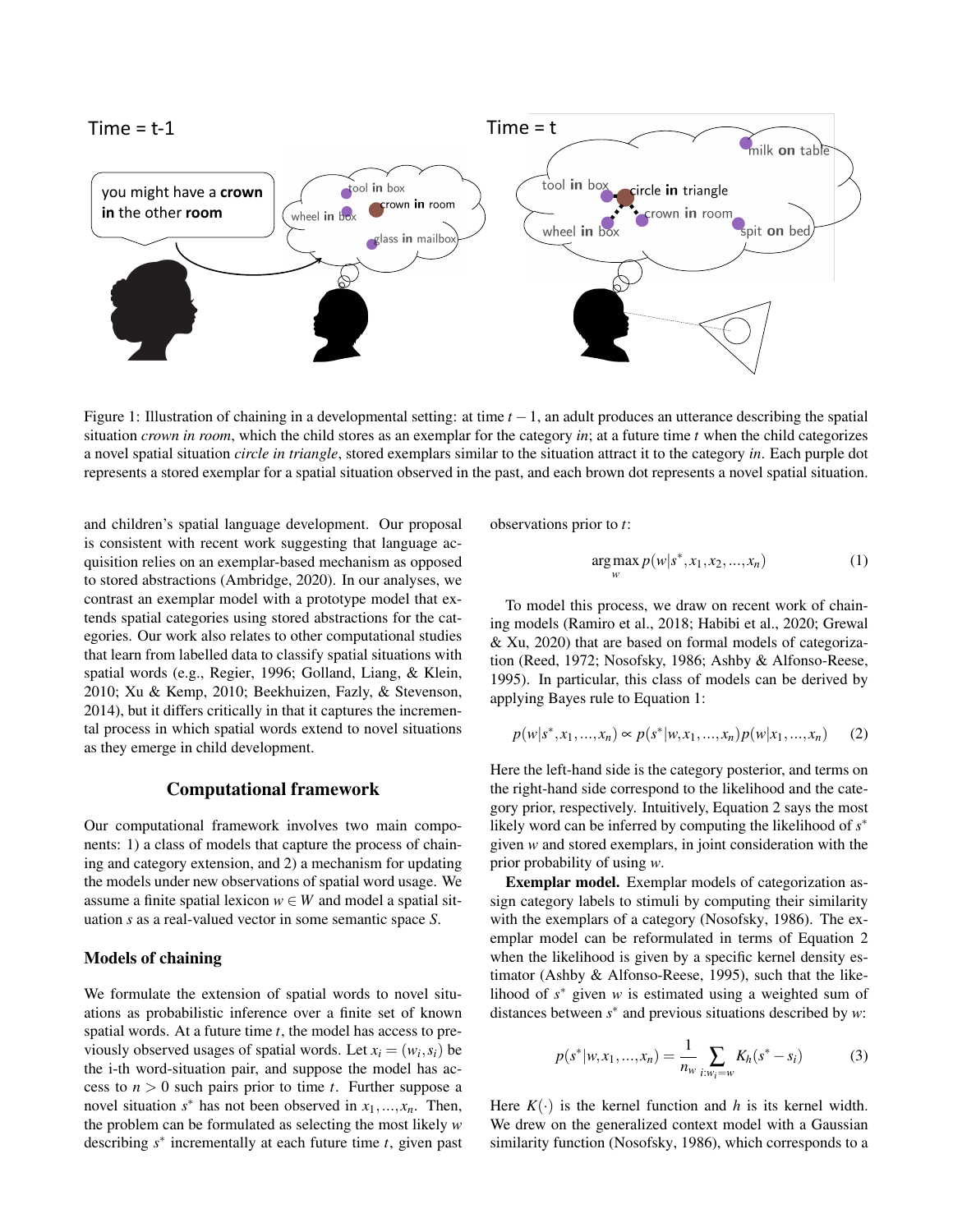Figure 1: Illustration of chaining in a developmental setting: at time $t-1$, an adult produces an utterance describing the spatial situation *crown in room*, which the child stores as an exemplar for the category *in*; at a future time *t* when the child categorizes a novel spatial situation *circle in triangle*, stored exemplars similar to the situation attract it to the category *in*. Each purple dot represents a stored exemplar for a spatial situation observed in the past, and each brown dot represents a novel spatial situation.

and children's spatial language development. Our proposal is consistent with recent work suggesting that language acquisition relies on an exemplar-based mechanism as opposed to stored abstractions (Ambridge, 2020). In our analyses, we contrast an exemplar model with a prototype model that extends spatial categories using stored abstractions for the categories. Our work also relates to other computational studies that learn from labelled data to classify spatial situations with spatial words (e.g., Regier, 1996; Golland, Liang, & Klein, 2010; Xu & Kemp, 2010; Beekhuizen, Fazly, & Stevenson, 2014), but it differs critically in that it captures the incremental process in which spatial words extend to novel situations as they emerge in child development.

## Computational framework

Our computational framework involves two main components: 1) a class of models that capture the process of chaining and category extension, and 2) a mechanism for updating the models under new observations of spatial word usage. We assume a finite spatial lexicon $w \in W$ and model a spatial situation $s$ as a real-valued vector in some semantic space $S$.

### Models of chaining

We formulate the extension of spatial words to novel situations as probabilistic inference over a finite set of known spatial words. At a future time $t$, the model has access to previously observed usages of spatial words. Let $x_i = (w_i, s_i)$ be the i-th word-situation pair, and suppose the model has access to $n > 0$ such pairs prior to time $t$. Further suppose a novel situation $s^*$ has not been observed in $x_1, ..., x_n$. Then, the problem can be formulated as selecting the most likely $w$ describing $s^*$ incrementally at each future time $t$, given past observations prior to $t$:

$$\arg\max_{w} p(w|s^*, x_1, x_2, ..., x_n) \tag{1}$$

To model this process, we draw on recent work of chaining models (Ramiro et al., 2018; Habibi et al., 2020; Grewal & Xu, 2020) that are based on formal models of categorization (Reed, 1972; Nosofsky, 1986; Ashby & Alfonso-Reese, 1995). In particular, this class of models can be derived by applying Bayes rule to Equation 1:

$$p(w|s^*, x_1, ..., x_n) \propto p(s^*|w, x_1, ..., x_n)\, p(w|x_1, ..., x_n) \tag{2}$$

Here the left-hand side is the category posterior, and terms on the right-hand side correspond to the likelihood and the category prior, respectively. Intuitively, Equation 2 says the most likely word can be inferred by computing the likelihood of $s^*$ given $w$ and stored exemplars, in joint consideration with the prior probability of using $w$.

**Exemplar model.** Exemplar models of categorization assign category labels to stimuli by computing their similarity with the exemplars of a category (Nosofsky, 1986). The exemplar model can be reformulated in terms of Equation 2 when the likelihood is given by a specific kernel density estimator (Ashby & Alfonso-Reese, 1995), such that the likelihood of $s^*$ given $w$ is estimated using a weighted sum of distances between $s^*$ and previous situations described by $w$:

$$p(s^*|w, x_1, ..., x_n) = \frac{1}{n_w} \sum_{i: w_i = w} K_h(s^* - s_i) \tag{3}$$

Here $K(\cdot)$ is the kernel function and $h$ is its kernel width. We drew on the generalized context model with a Gaussian similarity function (Nosofsky, 1986), which corresponds to a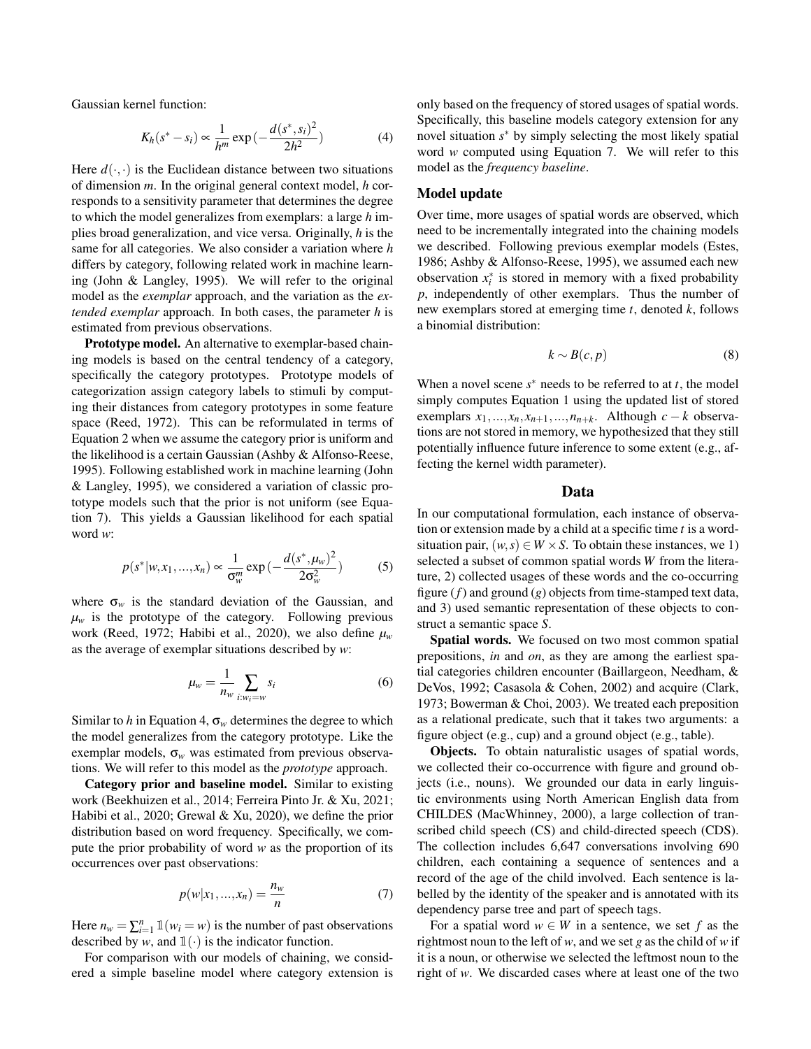Gaussian kernel function:

$$K_h(s^* - s_i) \propto \frac{1}{h^m} \exp\left(-\frac{d(s^*, s_i)^2}{2h^2}\right) \tag{4}$$

Here $d(\cdot,\cdot)$ is the Euclidean distance between two situations of dimension $m$. In the original general context model, $h$ corresponds to a sensitivity parameter that determines the degree to which the model generalizes from exemplars: a large $h$ implies broad generalization, and vice versa. Originally, $h$ is the same for all categories. We also consider a variation where $h$ differs by category, following related work in machine learning (John & Langley, 1995). We will refer to the original model as the *exemplar* approach, and the variation as the *extended exemplar* approach. In both cases, the parameter $h$ is estimated from previous observations.

**Prototype model.** An alternative to exemplar-based chaining models is based on the central tendency of a category, specifically the category prototypes. Prototype models of categorization assign category labels to stimuli by computing their distances from category prototypes in some feature space (Reed, 1972). This can be reformulated in terms of Equation 2 when we assume the category prior is uniform and the likelihood is a certain Gaussian (Ashby & Alfonso-Reese, 1995). Following established work in machine learning (John & Langley, 1995), we considered a variation of classic prototype models such that the prior is not uniform (see Equation 7). This yields a Gaussian likelihood for each spatial word $w$:

$$p(s^*|w, x_1, ..., x_n) \propto \frac{1}{\sigma_w^m} \exp\left(-\frac{d(s^*, \mu_w)^2}{2\sigma_w^2}\right) \tag{5}$$

where $\sigma_w$ is the standard deviation of the Gaussian, and $\mu_w$ is the prototype of the category. Following previous work (Reed, 1972; Habibi et al., 2020), we also define $\mu_w$ as the average of exemplar situations described by $w$:

$$\mu_w = \frac{1}{n_w} \sum_{i: w_i = w} s_i \tag{6}$$

Similar to $h$ in Equation 4, $\sigma_w$ determines the degree to which the model generalizes from the category prototype. Like the exemplar models, $\sigma_w$ was estimated from previous observations. We will refer to this model as the *prototype* approach.

**Category prior and baseline model.** Similar to existing work (Beekhuizen et al., 2014; Ferreira Pinto Jr. & Xu, 2021; Habibi et al., 2020; Grewal & Xu, 2020), we define the prior distribution based on word frequency. Specifically, we compute the prior probability of word $w$ as the proportion of its occurrences over past observations:

$$p(w|x_1, ..., x_n) = \frac{n_w}{n} \tag{7}$$

Here $n_w = \sum_{i=1}^{n} \mathbb{1}(w_i = w)$ is the number of past observations described by $w$, and $\mathbb{1}(\cdot)$ is the indicator function.

For comparison with our models of chaining, we considered a simple baseline model where category extension is only based on the frequency of stored usages of spatial words. Specifically, this baseline models category extension for any novel situation $s^*$ by simply selecting the most likely spatial word $w$ computed using Equation 7. We will refer to this model as the *frequency baseline*.

### Model update

Over time, more usages of spatial words are observed, which need to be incrementally integrated into the chaining models we described. Following previous exemplar models (Estes, 1986; Ashby & Alfonso-Reese, 1995), we assumed each new observation $x_i^*$ is stored in memory with a fixed probability $p$, independently of other exemplars. Thus the number of new exemplars stored at emerging time $t$, denoted $k$, follows a binomial distribution:

$$k \sim B(c, p) \tag{8}$$

When a novel scene $s^*$ needs to be referred to at $t$, the model simply computes Equation 1 using the updated list of stored exemplars $x_1, ..., x_n, x_{n+1}, ..., n_{n+k}$. Although $c - k$ observations are not stored in memory, we hypothesized that they still potentially influence future inference to some extent (e.g., affecting the kernel width parameter).

## Data

In our computational formulation, each instance of observation or extension made by a child at a specific time $t$ is a word-situation pair, $(w, s) \in W \times S$. To obtain these instances, we 1) selected a subset of common spatial words $W$ from the literature, 2) collected usages of these words and the co-occurring figure ($f$) and ground ($g$) objects from time-stamped text data, and 3) used semantic representation of these objects to construct a semantic space $S$.

**Spatial words.** We focused on two most common spatial prepositions, *in* and *on*, as they are among the earliest spatial categories children encounter (Baillargeon, Needham, & DeVos, 1992; Casasola & Cohen, 2002) and acquire (Clark, 1973; Bowerman & Choi, 2003). We treated each preposition as a relational predicate, such that it takes two arguments: a figure object (e.g., cup) and a ground object (e.g., table).

**Objects.** To obtain naturalistic usages of spatial words, we collected their co-occurrence with figure and ground objects (i.e., nouns). We grounded our data in early linguistic environments using North American English data from CHILDES (MacWhinney, 2000), a large collection of transcribed child speech (CS) and child-directed speech (CDS). The collection includes 6,647 conversations involving 690 children, each containing a sequence of sentences and a record of the age of the child involved. Each sentence is labelled by the identity of the speaker and is annotated with its dependency parse tree and part of speech tags.

For a spatial word $w \in W$ in a sentence, we set $f$ as the rightmost noun to the left of $w$, and we set $g$ as the child of $w$ if it is a noun, or otherwise we selected the leftmost noun to the right of $w$. We discarded cases where at least one of the two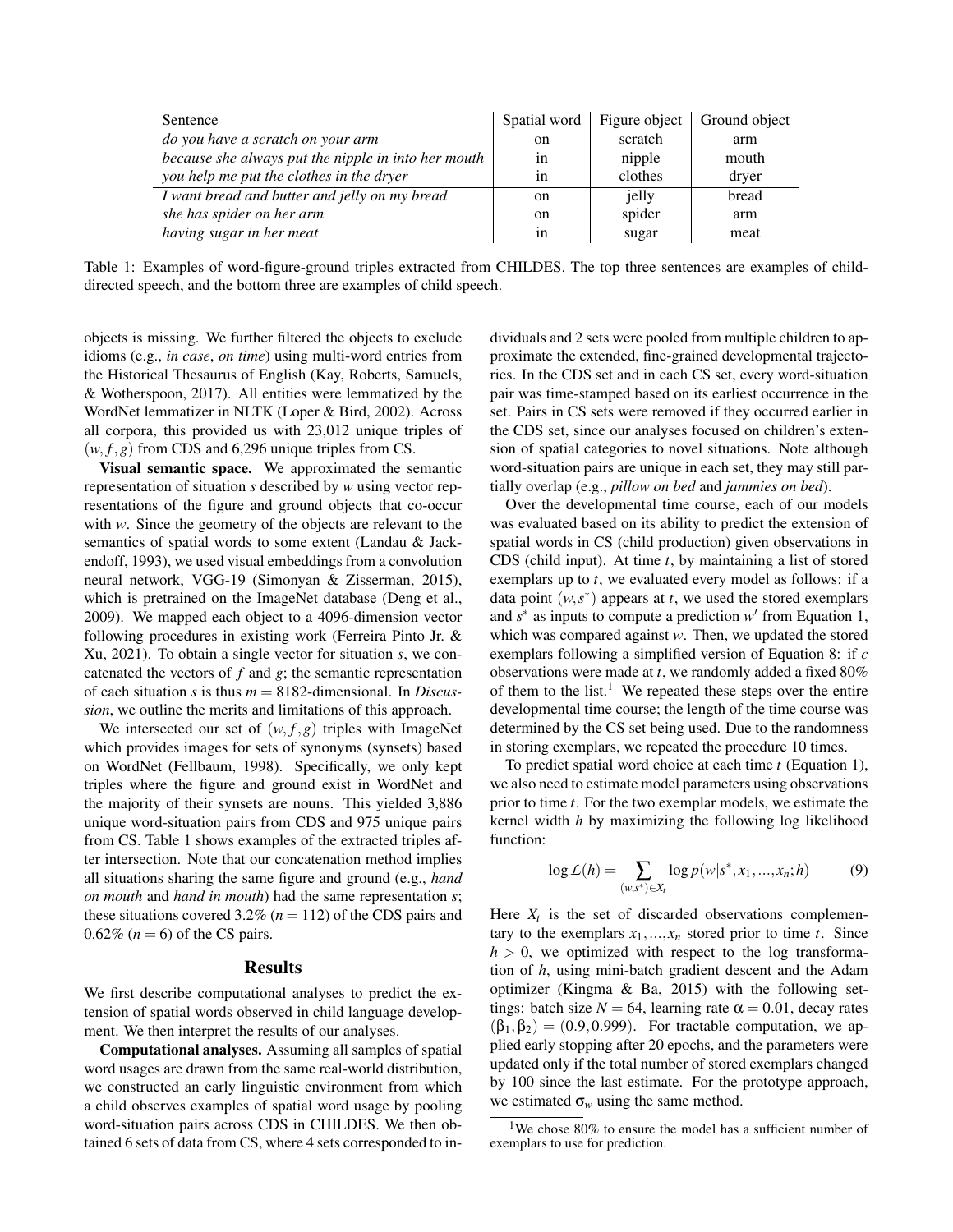| Sentence | Spatial word | Figure object | Ground object |
|---|---|---|---|
| *do you have a scratch on your arm* | on | scratch | arm |
| *because she always put the nipple in into her mouth* | in | nipple | mouth |
| *you help me put the clothes in the dryer* | in | clothes | dryer |
| *I want bread and butter and jelly on my bread* | on | jelly | bread |
| *she has spider on her arm* | on | spider | arm |
| *having sugar in her meat* | in | sugar | meat |

Table 1: Examples of word-figure-ground triples extracted from CHILDES. The top three sentences are examples of child-directed speech, and the bottom three are examples of child speech.

objects is missing. We further filtered the objects to exclude idioms (e.g., *in case*, *on time*) using multi-word entries from the Historical Thesaurus of English (Kay, Roberts, Samuels, & Wotherspoon, 2017). All entities were lemmatized by the WordNet lemmatizer in NLTK (Loper & Bird, 2002). Across all corpora, this provided us with 23,012 unique triples of $(w, f, g)$ from CDS and 6,296 unique triples from CS.

**Visual semantic space.** We approximated the semantic representation of situation $s$ described by $w$ using vector representations of the figure and ground objects that co-occur with $w$. Since the geometry of the objects are relevant to the semantics of spatial words to some extent (Landau & Jackendoff, 1993), we used visual embeddings from a convolution neural network, VGG-19 (Simonyan & Zisserman, 2015), which is pretrained on the ImageNet database (Deng et al., 2009). We mapped each object to a 4096-dimension vector following procedures in existing work (Ferreira Pinto Jr. & Xu, 2021). To obtain a single vector for situation $s$, we concatenated the vectors of $f$ and $g$; the semantic representation of each situation $s$ is thus $m = 8182$-dimensional. In *Discussion*, we outline the merits and limitations of this approach.

We intersected our set of $(w, f, g)$ triples with ImageNet which provides images for sets of synonyms (synsets) based on WordNet (Fellbaum, 1998). Specifically, we only kept triples where the figure and ground exist in WordNet and the majority of their synsets are nouns. This yielded 3,886 unique word-situation pairs from CDS and 975 unique pairs from CS. Table 1 shows examples of the extracted triples after intersection. Note that our concatenation method implies all situations sharing the same figure and ground (e.g., *hand on mouth* and *hand in mouth*) had the same representation $s$; these situations covered 3.2% ($n = 112$) of the CDS pairs and 0.62% ($n = 6$) of the CS pairs.

## Results

We first describe computational analyses to predict the extension of spatial words observed in child language development. We then interpret the results of our analyses.

**Computational analyses.** Assuming all samples of spatial word usages are drawn from the same real-world distribution, we constructed an early linguistic environment from which a child observes examples of spatial word usage by pooling word-situation pairs across CDS in CHILDES. We then obtained 6 sets of data from CS, where 4 sets corresponded to individuals and 2 sets were pooled from multiple children to approximate the extended, fine-grained developmental trajectories. In the CDS set and in each CS set, every word-situation pair was time-stamped based on its earliest occurrence in the set. Pairs in CS sets were removed if they occurred earlier in the CDS set, since our analyses focused on children's extension of spatial categories to novel situations. Note although word-situation pairs are unique in each set, they may still partially overlap (e.g., *pillow on bed* and *jammies on bed*).

Over the developmental time course, each of our models was evaluated based on its ability to predict the extension of spatial words in CS (child production) given observations in CDS (child input). At time $t$, by maintaining a list of stored exemplars up to $t$, we evaluated every model as follows: if a data point $(w, s^*)$ appears at $t$, we used the stored exemplars and $s^*$ as inputs to compute a prediction $w'$ from Equation 1, which was compared against $w$. Then, we updated the stored exemplars following a simplified version of Equation 8: if $c$ observations were made at $t$, we randomly added a fixed 80% of them to the list.[1] We repeated these steps over the entire developmental time course; the length of the time course was determined by the CS set being used. Due to the randomness in storing exemplars, we repeated the procedure 10 times.

To predict spatial word choice at each time $t$ (Equation 1), we also need to estimate model parameters using observations prior to time $t$. For the two exemplar models, we estimate the kernel width $h$ by maximizing the following log likelihood function:

$$\log \mathcal{L}(h) = \sum_{(w,s^*) \in X_t} \log p(w|s^*, x_1, ..., x_n; h) \tag{9}$$

Here $X_t$ is the set of discarded observations complementary to the exemplars $x_1, ..., x_n$ stored prior to time $t$. Since $h > 0$, we optimized with respect to the log transformation of $h$, using mini-batch gradient descent and the Adam optimizer (Kingma & Ba, 2015) with the following settings: batch size $N = 64$, learning rate $\alpha = 0.01$, decay rates $(\beta_1, \beta_2) = (0.9, 0.999)$. For tractable computation, we applied early stopping after 20 epochs, and the parameters were updated only if the total number of stored exemplars changed by 100 since the last estimate. For the prototype approach, we estimated $\sigma_w$ using the same method.

[1] We chose 80% to ensure the model has a sufficient number of exemplars to use for prediction.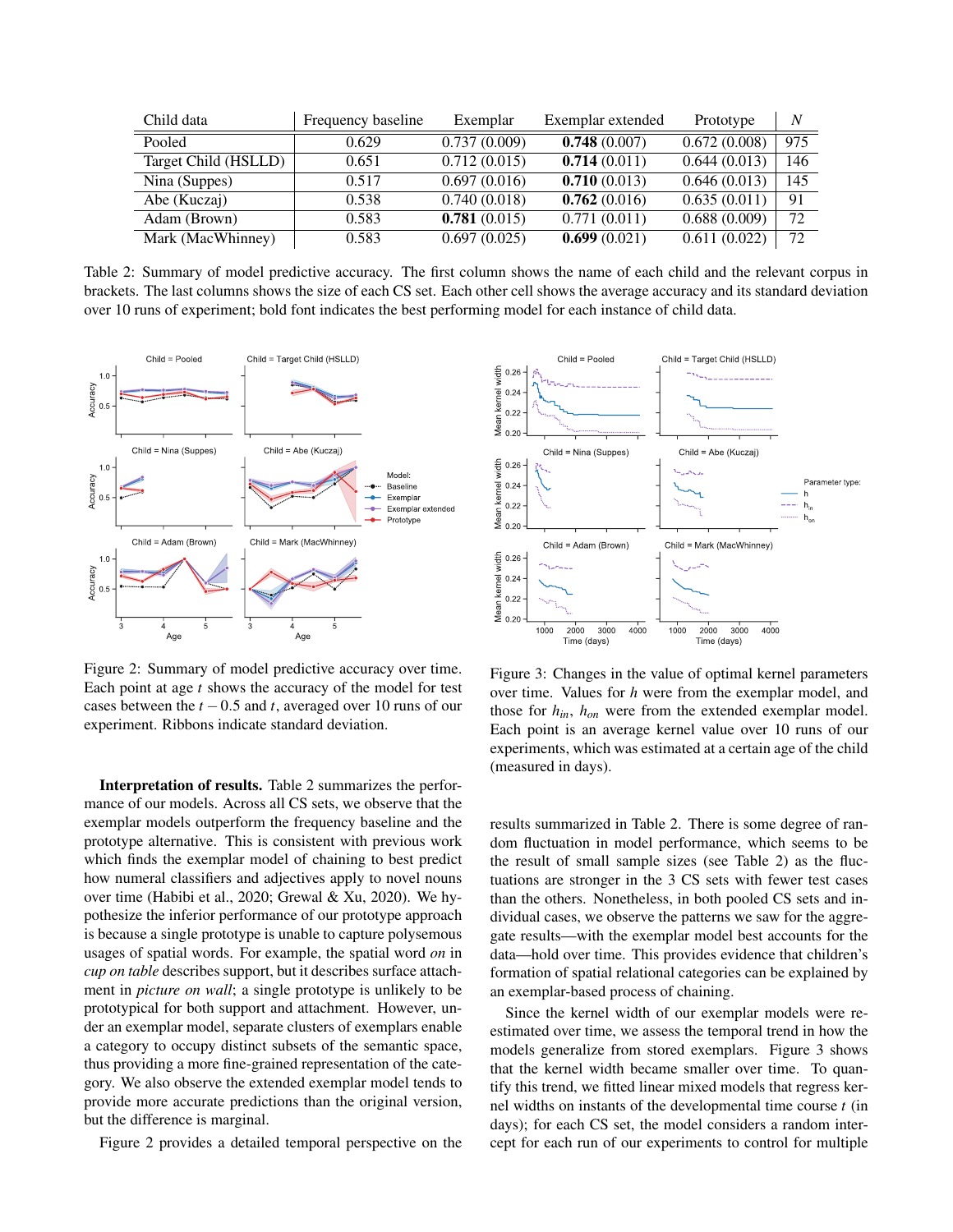| Child data | Frequency baseline | Exemplar | Exemplar extended | Prototype | $N$ |
|---|---|---|---|---|---|
| Pooled | 0.629 | 0.737 (0.009) | **0.748** (0.007) | 0.672 (0.008) | 975 |
| Target Child (HSLLD) | 0.651 | 0.712 (0.015) | **0.714** (0.011) | 0.644 (0.013) | 146 |
| Nina (Suppes) | 0.517 | 0.697 (0.016) | **0.710** (0.013) | 0.646 (0.013) | 145 |
| Abe (Kuczaj) | 0.538 | 0.740 (0.018) | **0.762** (0.016) | 0.635 (0.011) | 91 |
| Adam (Brown) | 0.583 | **0.781** (0.015) | 0.771 (0.011) | 0.688 (0.009) | 72 |
| Mark (MacWhinney) | 0.583 | 0.697 (0.025) | **0.699** (0.021) | 0.611 (0.022) | 72 |

Table 2: Summary of model predictive accuracy. The first column shows the name of each child and the relevant corpus in brackets. The last columns shows the size of each CS set. Each other cell shows the average accuracy and its standard deviation over 10 runs of experiment; bold font indicates the best performing model for each instance of child data.

Figure 2: Summary of model predictive accuracy over time. Each point at age $t$ shows the accuracy of the model for test cases between the $t-0.5$ and $t$, averaged over 10 runs of our experiment. Ribbons indicate standard deviation.

Figure 3: Changes in the value of optimal kernel parameters over time. Values for $h$ were from the exemplar model, and those for $h_{in}$, $h_{on}$ were from the extended exemplar model. Each point is an average kernel value over 10 runs of our experiments, which was estimated at a certain age of the child (measured in days).

**Interpretation of results.** Table 2 summarizes the performance of our models. Across all CS sets, we observe that the exemplar models outperform the frequency baseline and the prototype alternative. This is consistent with previous work which finds the exemplar model of chaining to best predict how numeral classifiers and adjectives apply to novel nouns over time (Habibi et al., 2020; Grewal & Xu, 2020). We hypothesize the inferior performance of our prototype approach is because a single prototype is unable to capture polysemous usages of spatial words. For example, the spatial word *on* in *cup on table* describes support, but it describes surface attachment in *picture on wall*; a single prototype is unlikely to be prototypical for both support and attachment. However, under an exemplar model, separate clusters of exemplars enable a category to occupy distinct subsets of the semantic space, thus providing a more fine-grained representation of the category. We also observe the extended exemplar model tends to provide more accurate predictions than the original version, but the difference is marginal.

Figure 2 provides a detailed temporal perspective on the results summarized in Table 2. There is some degree of random fluctuation in model performance, which seems to be the result of small sample sizes (see Table 2) as the fluctuations are stronger in the 3 CS sets with fewer test cases than the others. Nonetheless, in both pooled CS sets and individual cases, we observe the patterns we saw for the aggregate results—with the exemplar model best accounts for the data—hold over time. This provides evidence that children's formation of spatial relational categories can be explained by an exemplar-based process of chaining.

Since the kernel width of our exemplar models were re-estimated over time, we assess the temporal trend in how the models generalize from stored exemplars. Figure 3 shows that the kernel width became smaller over time. To quantify this trend, we fitted linear mixed models that regress kernel widths on instants of the developmental time course $t$ (in days); for each CS set, the model considers a random intercept for each run of our experiments to control for multiple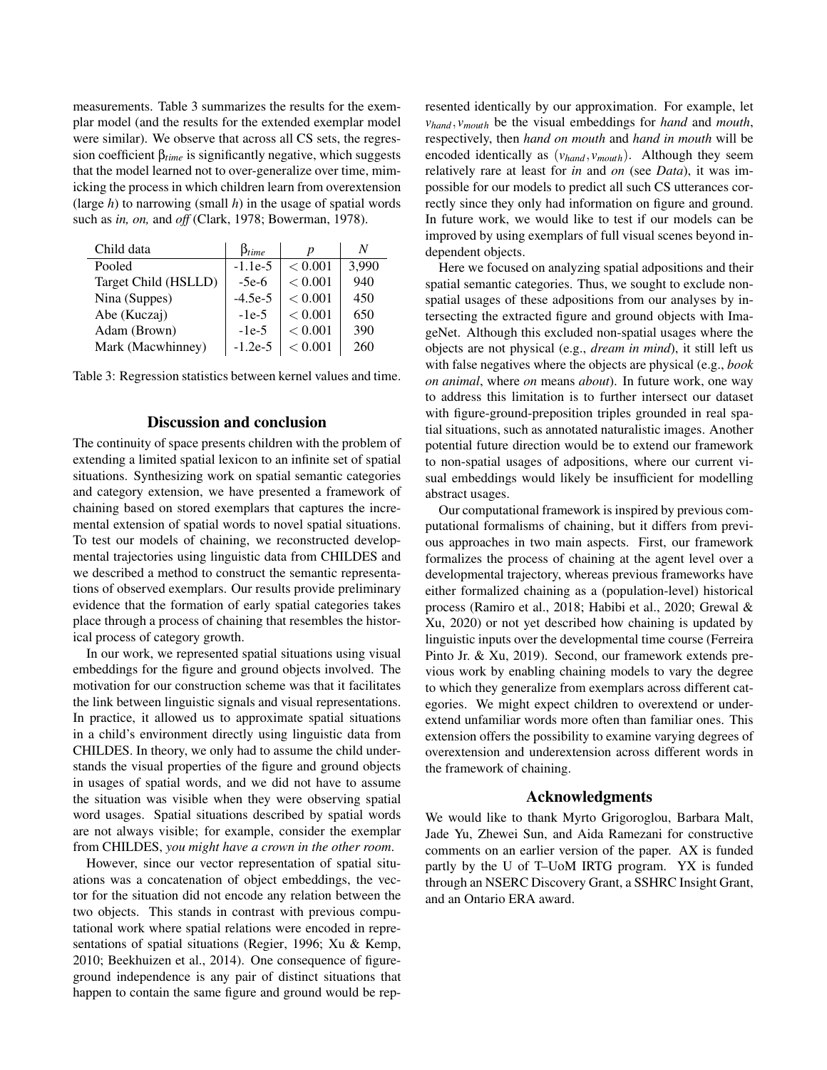measurements. Table 3 summarizes the results for the exemplar model (and the results for the extended exemplar model were similar). We observe that across all CS sets, the regression coefficient $\beta_{time}$ is significantly negative, which suggests that the model learned not to over-generalize over time, mimicking the process in which children learn from overextension (large $h$) to narrowing (small $h$) in the usage of spatial words such as *in, on,* and *off* (Clark, 1978; Bowerman, 1978).

| Child data | $\beta_{time}$ | $p$ | $N$ |
|---|---|---|---|
| Pooled | -1.1e-5 | $< 0.001$ | 3,990 |
| Target Child (HSLLD) | -5e-6 | $< 0.001$ | 940 |
| Nina (Suppes) | -4.5e-5 | $< 0.001$ | 450 |
| Abe (Kuczaj) | -1e-5 | $< 0.001$ | 650 |
| Adam (Brown) | -1e-5 | $< 0.001$ | 390 |
| Mark (Macwhinney) | -1.2e-5 | $< 0.001$ | 260 |

Table 3: Regression statistics between kernel values and time.

## Discussion and conclusion

The continuity of space presents children with the problem of extending a limited spatial lexicon to an infinite set of spatial situations. Synthesizing work on spatial semantic categories and category extension, we have presented a framework of chaining based on stored exemplars that captures the incremental extension of spatial words to novel spatial situations. To test our models of chaining, we reconstructed developmental trajectories using linguistic data from CHILDES and we described a method to construct the semantic representations of observed exemplars. Our results provide preliminary evidence that the formation of early spatial categories takes place through a process of chaining that resembles the historical process of category growth.

In our work, we represented spatial situations using visual embeddings for the figure and ground objects involved. The motivation for our construction scheme was that it facilitates the link between linguistic signals and visual representations. In practice, it allowed us to approximate spatial situations in a child's environment directly using linguistic data from CHILDES. In theory, we only had to assume the child understands the visual properties of the figure and ground objects in usages of spatial words, and we did not have to assume the situation was visible when they were observing spatial word usages. Spatial situations described by spatial words are not always visible; for example, consider the exemplar from CHILDES, *you might have a crown in the other room*.

However, since our vector representation of spatial situations was a concatenation of object embeddings, the vector for the situation did not encode any relation between the two objects. This stands in contrast with previous computational work where spatial relations were encoded in representations of spatial situations (Regier, 1996; Xu & Kemp, 2010; Beekhuizen et al., 2014). One consequence of figure-ground independence is any pair of distinct situations that happen to contain the same figure and ground would be represented identically by our approximation. For example, let $v_{hand}, v_{mouth}$ be the visual embeddings for *hand* and *mouth*, respectively, then *hand on mouth* and *hand in mouth* will be encoded identically as $(v_{hand}, v_{mouth})$. Although they seem relatively rare at least for *in* and *on* (see *Data*), it was impossible for our models to predict all such CS utterances correctly since they only had information on figure and ground. In future work, we would like to test if our models can be improved by using exemplars of full visual scenes beyond independent objects.

Here we focused on analyzing spatial adpositions and their spatial semantic categories. Thus, we sought to exclude non-spatial usages of these adpositions from our analyses by intersecting the extracted figure and ground objects with ImageNet. Although this excluded non-spatial usages where the objects are not physical (e.g., *dream in mind*), it still left us with false negatives where the objects are physical (e.g., *book on animal*, where *on* means *about*). In future work, one way to address this limitation is to further intersect our dataset with figure-ground-preposition triples grounded in real spatial situations, such as annotated naturalistic images. Another potential future direction would be to extend our framework to non-spatial usages of adpositions, where our current visual embeddings would likely be insufficient for modelling abstract usages.

Our computational framework is inspired by previous computational formalisms of chaining, but it differs from previous approaches in two main aspects. First, our framework formalizes the process of chaining at the agent level over a developmental trajectory, whereas previous frameworks have either formalized chaining as a (population-level) historical process (Ramiro et al., 2018; Habibi et al., 2020; Grewal & Xu, 2020) or not yet described how chaining is updated by linguistic inputs over the developmental time course (Ferreira Pinto Jr. & Xu, 2019). Second, our framework extends previous work by enabling chaining models to vary the degree to which they generalize from exemplars across different categories. We might expect children to overextend or underextend unfamiliar words more often than familiar ones. This extension offers the possibility to examine varying degrees of overextension and underextension across different words in the framework of chaining.

## Acknowledgments

We would like to thank Myrto Grigoroglou, Barbara Malt, Jade Yu, Zhewei Sun, and Aida Ramezani for constructive comments on an earlier version of the paper. AX is funded partly by the U of T–UoM IRTG program. YX is funded through an NSERC Discovery Grant, a SSHRC Insight Grant, and an Ontario ERA award.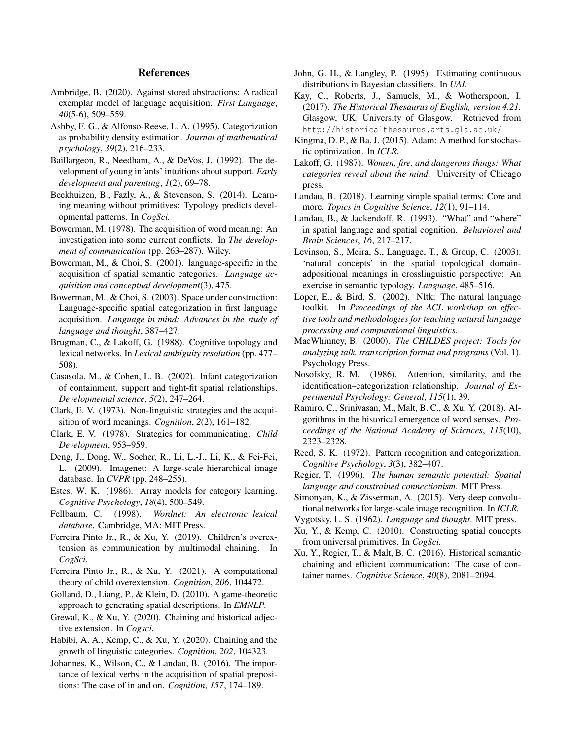## References

Ambridge, B. (2020). Against stored abstractions: A radical exemplar model of language acquisition. *First Language*, *40*(5-6), 509–559.

Ashby, F. G., & Alfonso-Reese, L. A. (1995). Categorization as probability density estimation. *Journal of mathematical psychology*, *39*(2), 216–233.

Baillargeon, R., Needham, A., & DeVos, J. (1992). The development of young infants' intuitions about support. *Early development and parenting*, *1*(2), 69–78.

Beekhuizen, B., Fazly, A., & Stevenson, S. (2014). Learning meaning without primitives: Typology predicts developmental patterns. In *CogSci.*

Bowerman, M. (1978). The acquisition of word meaning: An investigation into some current conflicts. In *The development of communication* (pp. 263–287). Wiley.

Bowerman, M., & Choi, S. (2001). language-specific in the acquisition of spatial semantic categories. *Language acquisition and conceptual development*(3), 475.

Bowerman, M., & Choi, S. (2003). Space under construction: Language-specific spatial categorization in first language acquisition. *Language in mind: Advances in the study of language and thought*, 387–427.

Brugman, C., & Lakoff, G. (1988). Cognitive topology and lexical networks. In *Lexical ambiguity resolution* (pp. 477–508).

Casasola, M., & Cohen, L. B. (2002). Infant categorization of containment, support and tight-fit spatial relationships. *Developmental science*, *5*(2), 247–264.

Clark, E. V. (1973). Non-linguistic strategies and the acquisition of word meanings. *Cognition*, *2*(2), 161–182.

Clark, E. V. (1978). Strategies for communicating. *Child Development*, 953–959.

Deng, J., Dong, W., Socher, R., Li, L.-J., Li, K., & Fei-Fei, L. (2009). Imagenet: A large-scale hierarchical image database. In *CVPR* (pp. 248–255).

Estes, W. K. (1986). Array models for category learning. *Cognitive Psychology*, *18*(4), 500–549.

Fellbaum, C. (1998). *Wordnet: An electronic lexical database*. Cambridge, MA: MIT Press.

Ferreira Pinto Jr., R., & Xu, Y. (2019). Children's overextension as communication by multimodal chaining. In *CogSci.*

Ferreira Pinto Jr., R., & Xu, Y. (2021). A computational theory of child overextension. *Cognition*, *206*, 104472.

Golland, D., Liang, P., & Klein, D. (2010). A game-theoretic approach to generating spatial descriptions. In *EMNLP.*

Grewal, K., & Xu, Y. (2020). Chaining and historical adjective extension. In *Cogsci.*

Habibi, A. A., Kemp, C., & Xu, Y. (2020). Chaining and the growth of linguistic categories. *Cognition*, *202*, 104323.

Johannes, K., Wilson, C., & Landau, B. (2016). The importance of lexical verbs in the acquisition of spatial prepositions: The case of in and on. *Cognition*, *157*, 174–189.

John, G. H., & Langley, P. (1995). Estimating continuous distributions in Bayesian classifiers. In *UAI.*

Kay, C., Roberts, J., Samuels, M., & Wotherspoon, I. (2017). *The Historical Thesaurus of English, version 4.21.* Glasgow, UK: University of Glasgow. Retrieved from http://historicalthesaurus.arts.gla.ac.uk/

Kingma, D. P., & Ba, J. (2015). Adam: A method for stochastic optimization. In *ICLR.*

Lakoff, G. (1987). *Women, fire, and dangerous things: What categories reveal about the mind*. University of Chicago press.

Landau, B. (2018). Learning simple spatial terms: Core and more. *Topics in Cognitive Science*, *12*(1), 91–114.

Landau, B., & Jackendoff, R. (1993). "What" and "where" in spatial language and spatial cognition. *Behavioral and Brain Sciences*, *16*, 217–217.

Levinson, S., Meira, S., Language, T., & Group, C. (2003). 'natural concepts' in the spatial topological domain-adpositional meanings in crosslinguistic perspective: An exercise in semantic typology. *Language*, 485–516.

Loper, E., & Bird, S. (2002). Nltk: The natural language toolkit. In *Proceedings of the ACL workshop on effective tools and methodologies for teaching natural language processing and computational linguistics.*

MacWhinney, B. (2000). *The CHILDES project: Tools for analyzing talk. transcription format and programs* (Vol. 1). Psychology Press.

Nosofsky, R. M. (1986). Attention, similarity, and the identification–categorization relationship. *Journal of Experimental Psychology: General*, *115*(1), 39.

Ramiro, C., Srinivasan, M., Malt, B. C., & Xu, Y. (2018). Algorithms in the historical emergence of word senses. *Proceedings of the National Academy of Sciences*, *115*(10), 2323–2328.

Reed, S. K. (1972). Pattern recognition and categorization. *Cognitive Psychology*, *3*(3), 382–407.

Regier, T. (1996). *The human semantic potential: Spatial language and constrained connectionism*. MIT Press.

Simonyan, K., & Zisserman, A. (2015). Very deep convolutional networks for large-scale image recognition. In *ICLR.*

Vygotsky, L. S. (1962). *Language and thought*. MIT press.

Xu, Y., & Kemp, C. (2010). Constructing spatial concepts from universal primitives. In *CogSci.*

Xu, Y., Regier, T., & Malt, B. C. (2016). Historical semantic chaining and efficient communication: The case of container names. *Cognitive Science*, *40*(8), 2081–2094.